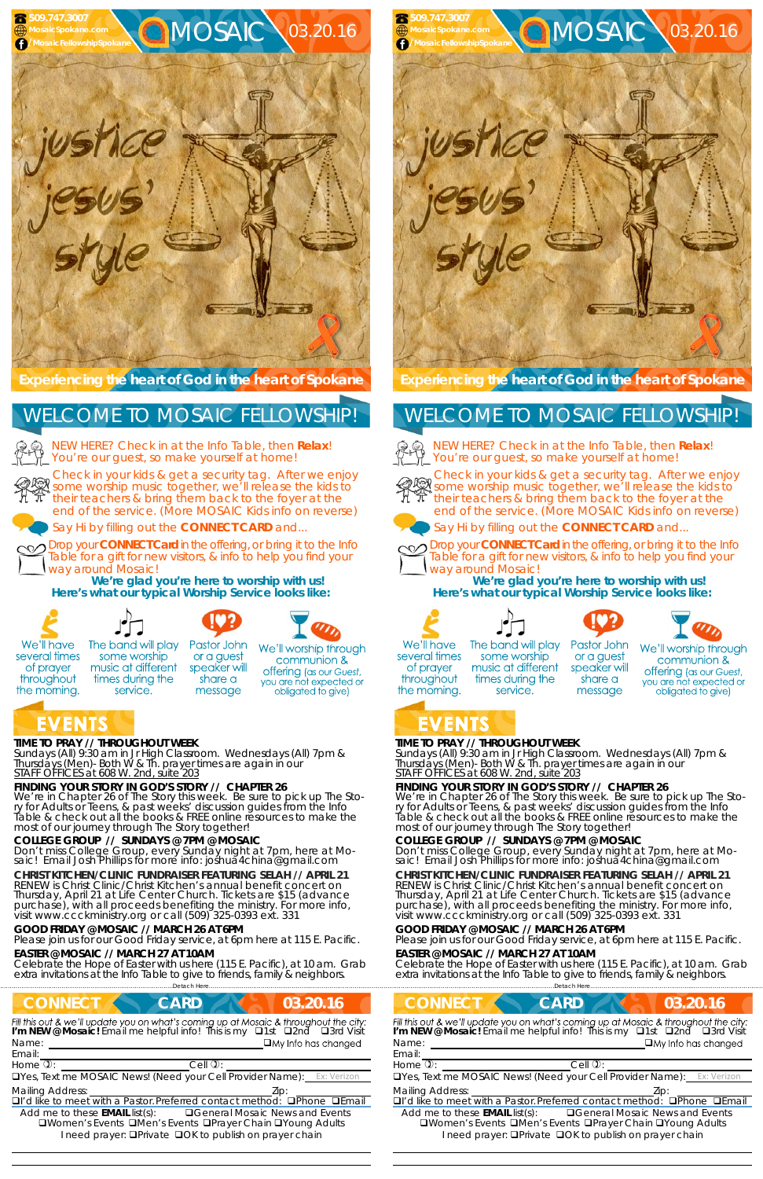509.747.3007
MosaicSpokane.com
/MosaicFellowshipSpokane

# MOSAIC 03.20.16

justice jesus' style

**Experiencing the heart of God in the heart of Spokane**

## WELCOME TO MOSAIC FELLOWSHIP!

NEW HERE? Check in at the Info Table, then **Relax**! You're our guest, so make yourself at home!

Check in your kids & get a security tag. After we enjoy some worship music together, we'll release the kids to their teachers & bring them back to the foyer at the end of the service. (More MOSAIC Kids info on reverse)

Say Hi by filling out the **CONNECT CARD** and...

Drop your **CONNECT Card** in the offering, or bring it to the Info Table for a gift for new visitors, & info to help you find your way around Mosaic!

**We're glad you're here to worship with us!**
**Here's what our typical Worship Service looks like:**

- We'll have several times of prayer throughout the morning.
- The band will play some worship music at different times during the service.
- Pastor John or a guest speaker will share a message
- We'll worship through communion & offering (as our Guest, you are not expected or obligated to give)

## EVENTS

**TIME TO PRAY // THROUGHOUT WEEK**
Sundays (All) 9:30 am in Jr High Classroom. Wednesdays (All) 7pm & Thursdays (Men)- Both W & Th. prayer times are again in our STAFF OFFICES at 608 W. 2nd, suite 203

**FINDING YOUR STORY IN GOD'S STORY // CHAPTER 26**
We're in Chapter 26 of The Story this week. Be sure to pick up The Story for Adults or Teens, & past weeks' discussion guides from the Info Table & check out all the books & FREE online resources to make the most of our journey through The Story together!

**COLLEGE GROUP // SUNDAYS @ 7PM @ MOSAIC**
Don't miss College Group, every Sunday night at 7pm, here at Mosaic! Email Josh Phillips for more info: joshua4china@gmail.com

**CHRIST KITCHEN/CLINIC FUNDRAISER FEATURING SELAH // APRIL 21**
RENEW is Christ Clinic/Christ Kitchen's annual benefit concert on Thursday, April 21 at Life Center Church. Tickets are $15 (advance purchase), with all proceeds benefiting the ministry. For more info, visit www.ccckministry.org or call (509) 325-0393 ext. 331

**GOOD FRIDAY @ MOSAIC // MARCH 26 AT 6PM**
Please join us for our Good Friday service, at 6pm here at 115 E. Pacific.

**EASTER @ MOSAIC // MARCH 27 AT 10AM**
Celebrate the Hope of Easter with us here (115 E. Pacific), at 10 am. Grab extra invitations at the Info Table to give to friends, family & neighbors.

Detach Here

## CONNECT CARD 03.20.16

*Fill this out & we'll update you on what's coming up at Mosaic & throughout the city:*
**I'm NEW @ Mosaic!** Email me helpful info! This is my ❑1st ❑2nd ❑3rd Visit
Name: ______________________ ❑My Info has changed
Email: ______________________
Home: ______________ Cell: ______________
❑Yes, Text me MOSAIC News! (Need your Cell Provider Name): Ex: Verizon
Mailing Address: ______________ Zip: ______
❑I'd like to meet with a Pastor. Preferred contact method: ❑Phone ❑Email
Add me to these **EMAIL** list(s): ❑General Mosaic News and Events ❑Women's Events ❑Men's Events ❑Prayer Chain ❑Young Adults
I need prayer: ❑Private ❑OK to publish on prayer chain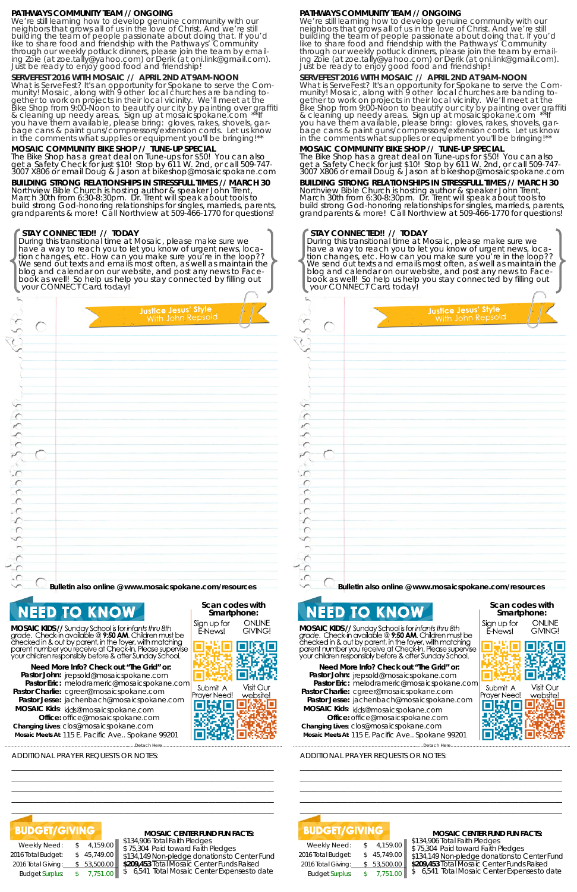**PATHWAYS COMMUNITY TEAM // ONGOING**
We're still learning how to develop genuine community with our neighbors that grows all of us in the love of Christ. And we're still building the team of people passionate about doing that. If you'd like to share food and friendship with the Pathways' Community through our weekly potluck dinners, please join the team by emailing Zoie (at zoe.tally@yahoo.com) or Derik (at oni.link@gmail.com). Just be ready to enjoy good food and friendship!

**SERVEFEST 2016 WITH MOSAIC // APRIL 2ND AT 9AM-NOON**
What is ServeFest? It's an opportunity for Spokane to serve the Community! Mosaic, along with 9 other local churches are banding together to work on projects in their local vicinity. We'll meet at the Bike Shop from 9:00-Noon to beautify our city by painting over graffiti & cleaning up needy areas. Sign up at mosaicspokane.com **If you have them available, please bring: gloves, rakes, shovels, garbage cans & paint guns/compressors/extension cords. Let us know in the comments what supplies or equipment you'll be bringing!**

**MOSAIC COMMUNITY BIKE SHOP // TUNE-UP SPECIAL**
The Bike Shop has a great deal on Tune-ups for $50! You can also get a Safety Check for just $10! Stop by 611 W. 2nd, or call 509-747-3007 X806 or email Doug & Jason at bikeshop@mosaicspokane.com

**BUILDING STRONG RELATIONSHIPS IN STRESSFUL TIMES // MARCH 30**
Northview Bible Church is hosting author & speaker John Trent, March 30th from 6:30-8:30pm. Dr. Trent will speak about tools to build strong God-honoring relationships for singles, marrieds, parents, grandparents & more! Call Northview at 509-466-1770 for questions!

**STAY CONNECTED!! // TODAY**
During this transitional time at Mosaic, please make sure we have a way to reach you to let you know of urgent news, location changes, etc. How can you make sure you're in the loop?? We send out texts and emails most often, as well as maintain the blog and calendar on our website, and post any news to Facebook as well! So help us help you stay connected by filling out your CONNECT Card today!

Justice Jesus' Style
With John Repsold

Bulletin also online @www.mosaicspokane.com/resources

## NEED TO KNOW

**MOSAIC KIDS //** Sunday School is for *infants thru 8th grade*. Check-in available @ **9:50 AM**. Children must be checked in & out by parent, in the foyer, with matching parent number you receive at Check-In. Please supervise your children responsibly before & after Sunday School.

**Need More Info? Check out "The Grid" or:**

**Pastor John:** jrepsold@mosaicspokane.com
**Pastor Eric:** melodrameric@mosaicspokane.com
**Pastor Charlie:** cgreer@mosaicspokane.com
**Pastor Jesse:** jachenbach@mosaicspokane.com
**MOSAIC Kids** kids@mosaicspokane.com
**Office:** office@mosaicspokane.com
**Changing Lives** clos@mosaicspokane.com
**Mosaic Meets At** 115 E. Pacific Ave.. Spokane 99201

**Scan codes with Smartphone:**
Sign up for E-News! ONLINE GIVING!
Submit A Prayer Need! Visit Our website!

Detach Here

ADDITIONAL PRAYER REQUESTS OR NOTES:

## BUDGET/GIVING

| | | |
|---|---|---|
| Weekly Need: | $ | 4,159.00 |
| 2016 Total Budget: | $ | 45,749.00 |
| 2016 Total Giving: | $ | 53,500.00 |
| Budget Surplus | $ | 7,751.00 |

**MOSAIC CENTER FUND FUN FACTS:**
$134,906 Total Faith Pledges
$ 75,304 Paid toward Faith Pledges
$134,149 Non-pledge donations to Center Fund
**$209,453** Total Mosaic Center Funds Raised
$ 6,541 Total Mosaic Center Expenses to date